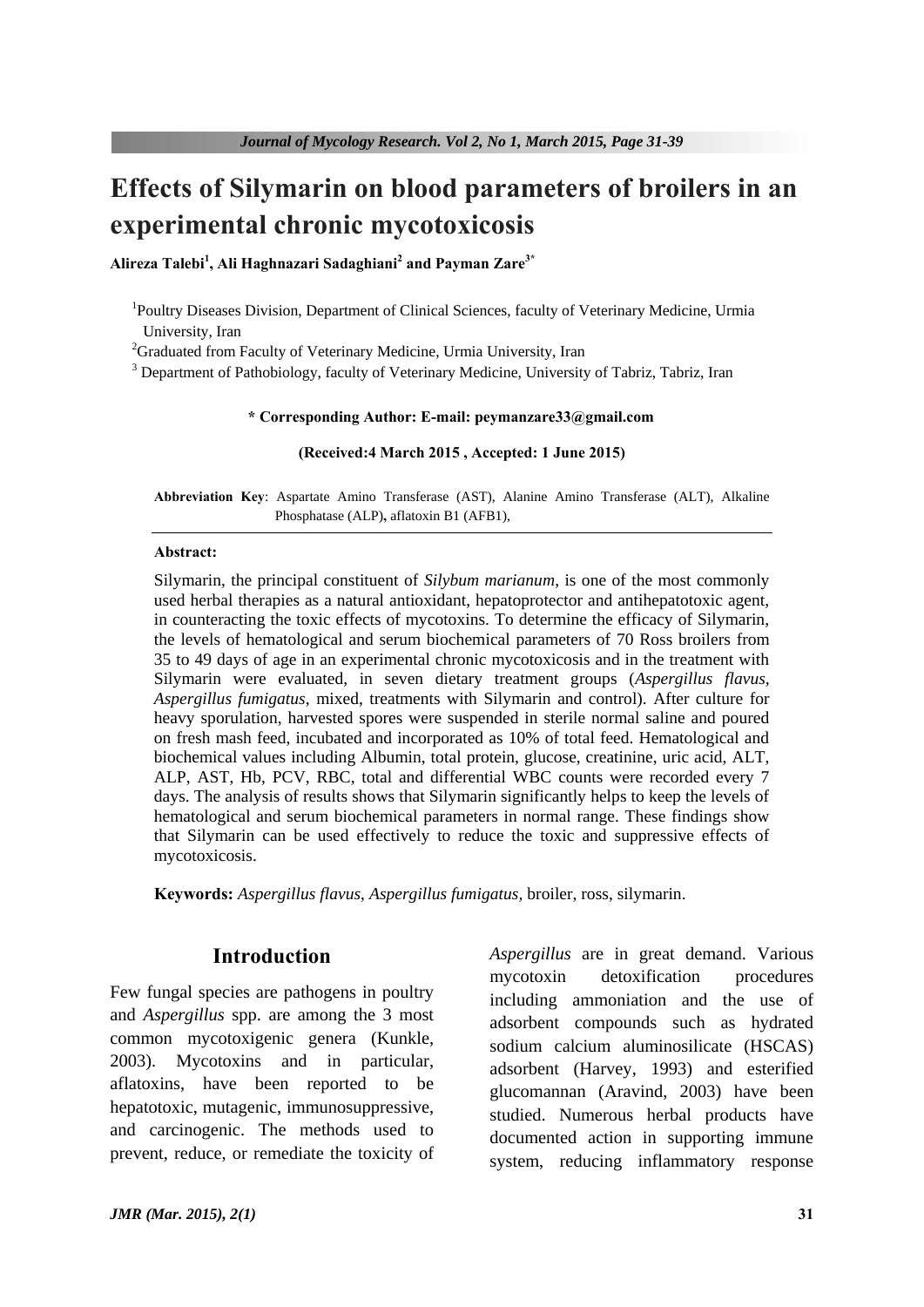# Effects of Silymarin on blood parameters of broilers in an experimental chronic mycotoxicosis

**Alireza Talebi[1], Ali Haghnazari Sadaghiani[2] and Payman Zare[3*]**

[1]Poultry Diseases Division, Department of Clinical Sciences, faculty of Veterinary Medicine, Urmia University, Iran

[2]Graduated from Faculty of Veterinary Medicine, Urmia University, Iran

[3] Department of Pathobiology, faculty of Veterinary Medicine, University of Tabriz, Tabriz, Iran

**\* Corresponding Author: E-mail: peymanzare33@gmail.com**

**(Received:4 March 2015 , Accepted: 1 June 2015)**

**Abbreviation Key**: Aspartate Amino Transferase (AST), Alanine Amino Transferase (ALT), Alkaline Phosphatase (ALP)**,** aflatoxin B1 (AFB1),

**Abstract:**

Silymarin, the principal constituent of *Silybum marianum*, is one of the most commonly used herbal therapies as a natural antioxidant, hepatoprotector and antihepatotoxic agent, in counteracting the toxic effects of mycotoxins. To determine the efficacy of Silymarin, the levels of hematological and serum biochemical parameters of 70 Ross broilers from 35 to 49 days of age in an experimental chronic mycotoxicosis and in the treatment with Silymarin were evaluated, in seven dietary treatment groups (*Aspergillus flavus*, *Aspergillus fumigatus*, mixed, treatments with Silymarin and control). After culture for heavy sporulation, harvested spores were suspended in sterile normal saline and poured on fresh mash feed, incubated and incorporated as 10% of total feed. Hematological and biochemical values including Albumin, total protein, glucose, creatinine, uric acid, ALT, ALP, AST, Hb, PCV, RBC, total and differential WBC counts were recorded every 7 days. The analysis of results shows that Silymarin significantly helps to keep the levels of hematological and serum biochemical parameters in normal range. These findings show that Silymarin can be used effectively to reduce the toxic and suppressive effects of mycotoxicosis.

**Keywords:** *Aspergillus flavus*, *Aspergillus fumigatus,* broiler, ross, silymarin.

## Introduction

Few fungal species are pathogens in poultry and *Aspergillus* spp. are among the 3 most common mycotoxigenic genera (Kunkle, 2003). Mycotoxins and in particular, aflatoxins, have been reported to be hepatotoxic, mutagenic, immunosuppressive, and carcinogenic. The methods used to prevent, reduce, or remediate the toxicity of *Aspergillus* are in great demand. Various mycotoxin detoxification procedures including ammoniation and the use of adsorbent compounds such as hydrated sodium calcium aluminosilicate (HSCAS) adsorbent (Harvey, 1993) and esterified glucomannan (Aravind, 2003) have been studied. Numerous herbal products have documented action in supporting immune system, reducing inflammatory response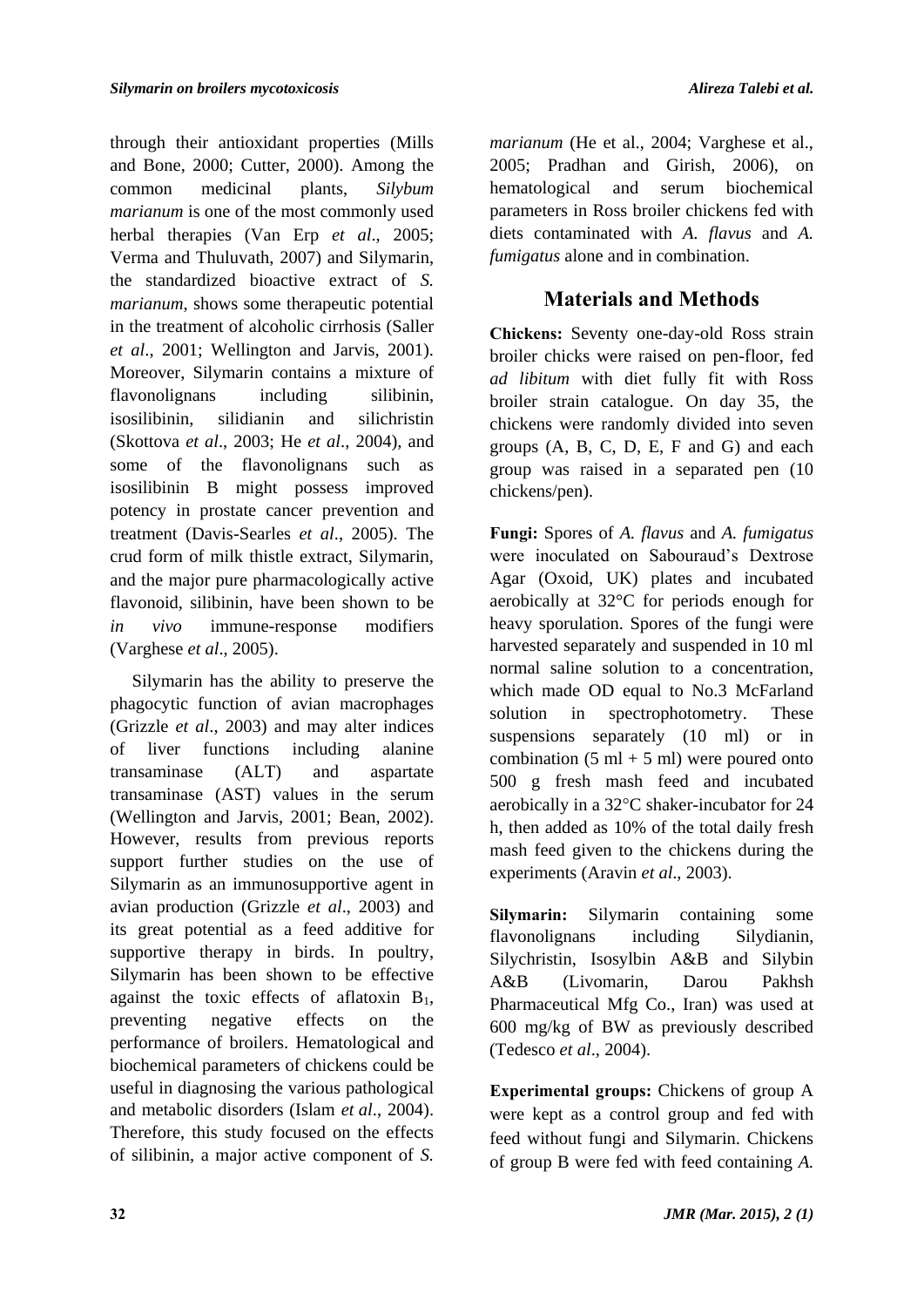through their antioxidant properties (Mills and Bone, 2000; Cutter, 2000). Among the common medicinal plants, *Silybum marianum* is one of the most commonly used herbal therapies (Van Erp *et al*., 2005; Verma and Thuluvath, 2007) and Silymarin, the standardized bioactive extract of *S. marianum*, shows some therapeutic potential in the treatment of alcoholic cirrhosis (Saller *et al*., 2001; Wellington and Jarvis, 2001). Moreover, Silymarin contains a mixture of flavonolignans including silibinin, isosilibinin, silidianin and silichristin (Skottova *et al*., 2003; He *et al*., 2004), and some of the flavonolignans such as isosilibinin B might possess improved potency in prostate cancer prevention and treatment (Davis-Searles *et al*., 2005). The crud form of milk thistle extract, Silymarin, and the major pure pharmacologically active flavonoid, silibinin, have been shown to be *in vivo* immune-response modifiers (Varghese *et al*., 2005).

Silymarin has the ability to preserve the phagocytic function of avian macrophages (Grizzle *et al*., 2003) and may alter indices of liver functions including alanine transaminase (ALT) and aspartate transaminase (AST) values in the serum (Wellington and Jarvis, 2001; Bean, 2002). However, results from previous reports support further studies on the use of Silymarin as an immunosupportive agent in avian production (Grizzle *et al*., 2003) and its great potential as a feed additive for supportive therapy in birds. In poultry, Silymarin has been shown to be effective against the toxic effects of aflatoxin $B_1$, preventing negative effects on the performance of broilers. Hematological and biochemical parameters of chickens could be useful in diagnosing the various pathological and metabolic disorders (Islam *et al*., 2004). Therefore, this study focused on the effects of silibinin, a major active component of *S. marianum* (He et al., 2004; Varghese et al., 2005; Pradhan and Girish, 2006), on hematological and serum biochemical parameters in Ross broiler chickens fed with diets contaminated with *A. flavus* and *A. fumigatus* alone and in combination.

## Materials and Methods

**Chickens:** Seventy one-day-old Ross strain broiler chicks were raised on pen-floor, fed *ad libitum* with diet fully fit with Ross broiler strain catalogue. On day 35, the chickens were randomly divided into seven groups (A, B, C, D, E, F and G) and each group was raised in a separated pen (10 chickens/pen).

**Fungi:** Spores of *A. flavus* and *A. fumigatus* were inoculated on Sabouraud's Dextrose Agar (Oxoid, UK) plates and incubated aerobically at 32°C for periods enough for heavy sporulation. Spores of the fungi were harvested separately and suspended in 10 ml normal saline solution to a concentration, which made OD equal to No.3 McFarland solution in spectrophotometry. These suspensions separately (10 ml) or in combination (5 ml + 5 ml) were poured onto 500 g fresh mash feed and incubated aerobically in a 32°C shaker-incubator for 24 h, then added as 10% of the total daily fresh mash feed given to the chickens during the experiments (Aravin *et al*., 2003).

**Silymarin:** Silymarin containing some flavonolignans including Silydianin, Silychristin, Isosylbin A&B and Silybin A&B (Livomarin, Darou Pakhsh Pharmaceutical Mfg Co., Iran) was used at 600 mg/kg of BW as previously described (Tedesco *et al*., 2004).

**Experimental groups:** Chickens of group A were kept as a control group and fed with feed without fungi and Silymarin. Chickens of group B were fed with feed containing *A.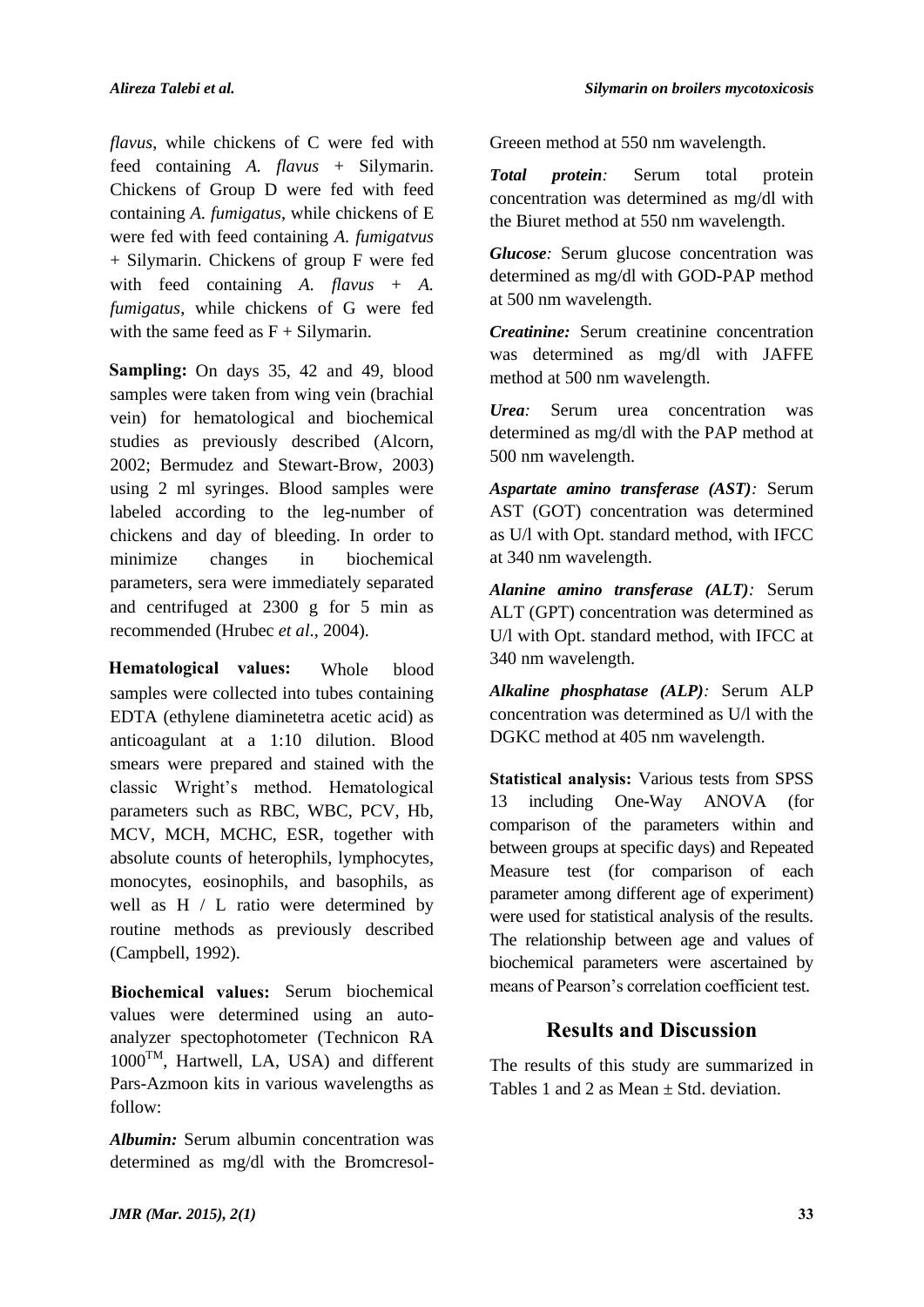*flavus*, while chickens of C were fed with feed containing *A. flavus* + Silymarin. Chickens of Group D were fed with feed containing *A. fumigatus*, while chickens of E were fed with feed containing *A. fumigatvus* + Silymarin. Chickens of group F were fed with feed containing *A. flavus* + *A. fumigatus*, while chickens of G were fed with the same feed as F + Silymarin.

**Sampling:** On days 35, 42 and 49, blood samples were taken from wing vein (brachial vein) for hematological and biochemical studies as previously described (Alcorn, 2002; Bermudez and Stewart-Brow, 2003) using 2 ml syringes. Blood samples were labeled according to the leg-number of chickens and day of bleeding. In order to minimize changes in biochemical parameters, sera were immediately separated and centrifuged at 2300 g for 5 min as recommended (Hrubec *et al*., 2004).

**Hematological values:** Whole blood samples were collected into tubes containing EDTA (ethylene diaminetetra acetic acid) as anticoagulant at a 1:10 dilution. Blood smears were prepared and stained with the classic Wright's method. Hematological parameters such as RBC, WBC, PCV, Hb, MCV, MCH, MCHC, ESR, together with absolute counts of heterophils, lymphocytes, monocytes, eosinophils, and basophils, as well as H / L ratio were determined by routine methods as previously described (Campbell, 1992).

**Biochemical values:** Serum biochemical values were determined using an auto-analyzer spectophotometer (Technicon RA 1000™, Hartwell, LA, USA) and different Pars-Azmoon kits in various wavelengths as follow:

***Albumin:*** Serum albumin concentration was determined as mg/dl with the Bromcresol-Greeen method at 550 nm wavelength.

***Total protein:*** Serum total protein concentration was determined as mg/dl with the Biuret method at 550 nm wavelength.

***Glucose:*** Serum glucose concentration was determined as mg/dl with GOD-PAP method at 500 nm wavelength.

***Creatinine:*** Serum creatinine concentration was determined as mg/dl with JAFFE method at 500 nm wavelength.

***Urea:*** Serum urea concentration was determined as mg/dl with the PAP method at 500 nm wavelength.

***Aspartate amino transferase (AST):*** Serum AST (GOT) concentration was determined as U/l with Opt. standard method, with IFCC at 340 nm wavelength.

***Alanine amino transferase (ALT):*** Serum ALT (GPT) concentration was determined as U/l with Opt. standard method, with IFCC at 340 nm wavelength.

***Alkaline phosphatase (ALP):*** Serum ALP concentration was determined as U/l with the DGKC method at 405 nm wavelength.

**Statistical analysis:** Various tests from SPSS 13 including One-Way ANOVA (for comparison of the parameters within and between groups at specific days) and Repeated Measure test (for comparison of each parameter among different age of experiment) were used for statistical analysis of the results. The relationship between age and values of biochemical parameters were ascertained by means of Pearson's correlation coefficient test.

## Results and Discussion

The results of this study are summarized in Tables 1 and 2 as Mean ± Std. deviation.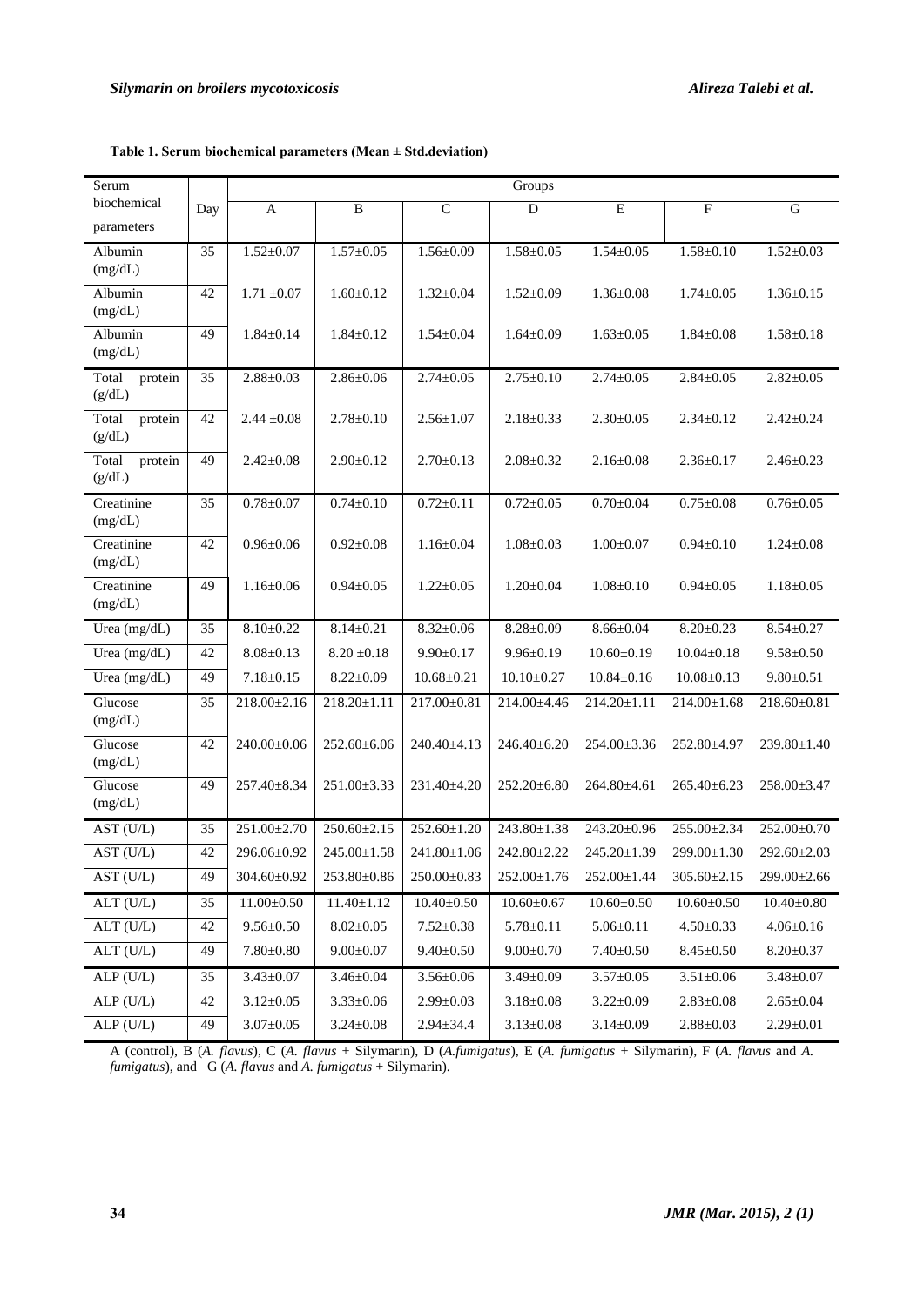**Table 1. Serum biochemical parameters (Mean ± Std.deviation)**

| Serum biochemical parameters | Day | Groups | | | | | | |
|---|---|---|---|---|---|---|---|---|
| | | A | B | C | D | E | F | G |
| Albumin (mg/dL) | 35 | 1.52±0.07 | 1.57±0.05 | 1.56±0.09 | 1.58±0.05 | 1.54±0.05 | 1.58±0.10 | 1.52±0.03 |
| Albumin (mg/dL) | 42 | 1.71 ±0.07 | 1.60±0.12 | 1.32±0.04 | 1.52±0.09 | 1.36±0.08 | 1.74±0.05 | 1.36±0.15 |
| Albumin (mg/dL) | 49 | 1.84±0.14 | 1.84±0.12 | 1.54±0.04 | 1.64±0.09 | 1.63±0.05 | 1.84±0.08 | 1.58±0.18 |
| Total protein (g/dL) | 35 | 2.88±0.03 | 2.86±0.06 | 2.74±0.05 | 2.75±0.10 | 2.74±0.05 | 2.84±0.05 | 2.82±0.05 |
| Total protein (g/dL) | 42 | 2.44 ±0.08 | 2.78±0.10 | 2.56±1.07 | 2.18±0.33 | 2.30±0.05 | 2.34±0.12 | 2.42±0.24 |
| Total protein (g/dL) | 49 | 2.42±0.08 | 2.90±0.12 | 2.70±0.13 | 2.08±0.32 | 2.16±0.08 | 2.36±0.17 | 2.46±0.23 |
| Creatinine (mg/dL) | 35 | 0.78±0.07 | 0.74±0.10 | 0.72±0.11 | 0.72±0.05 | 0.70±0.04 | 0.75±0.08 | 0.76±0.05 |
| Creatinine (mg/dL) | 42 | 0.96±0.06 | 0.92±0.08 | 1.16±0.04 | 1.08±0.03 | 1.00±0.07 | 0.94±0.10 | 1.24±0.08 |
| Creatinine (mg/dL) | 49 | 1.16±0.06 | 0.94±0.05 | 1.22±0.05 | 1.20±0.04 | 1.08±0.10 | 0.94±0.05 | 1.18±0.05 |
| Urea (mg/dL) | 35 | 8.10±0.22 | 8.14±0.21 | 8.32±0.06 | 8.28±0.09 | 8.66±0.04 | 8.20±0.23 | 8.54±0.27 |
| Urea (mg/dL) | 42 | 8.08±0.13 | 8.20 ±0.18 | 9.90±0.17 | 9.96±0.19 | 10.60±0.19 | 10.04±0.18 | 9.58±0.50 |
| Urea (mg/dL) | 49 | 7.18±0.15 | 8.22±0.09 | 10.68±0.21 | 10.10±0.27 | 10.84±0.16 | 10.08±0.13 | 9.80±0.51 |
| Glucose (mg/dL) | 35 | 218.00±2.16 | 218.20±1.11 | 217.00±0.81 | 214.00±4.46 | 214.20±1.11 | 214.00±1.68 | 218.60±0.81 |
| Glucose (mg/dL) | 42 | 240.00±0.06 | 252.60±6.06 | 240.40±4.13 | 246.40±6.20 | 254.00±3.36 | 252.80±4.97 | 239.80±1.40 |
| Glucose (mg/dL) | 49 | 257.40±8.34 | 251.00±3.33 | 231.40±4.20 | 252.20±6.80 | 264.80±4.61 | 265.40±6.23 | 258.00±3.47 |
| AST (U/L) | 35 | 251.00±2.70 | 250.60±2.15 | 252.60±1.20 | 243.80±1.38 | 243.20±0.96 | 255.00±2.34 | 252.00±0.70 |
| AST (U/L) | 42 | 296.06±0.92 | 245.00±1.58 | 241.80±1.06 | 242.80±2.22 | 245.20±1.39 | 299.00±1.30 | 292.60±2.03 |
| AST (U/L) | 49 | 304.60±0.92 | 253.80±0.86 | 250.00±0.83 | 252.00±1.76 | 252.00±1.44 | 305.60±2.15 | 299.00±2.66 |
| ALT (U/L) | 35 | 11.00±0.50 | 11.40±1.12 | 10.40±0.50 | 10.60±0.67 | 10.60±0.50 | 10.60±0.50 | 10.40±0.80 |
| ALT (U/L) | 42 | 9.56±0.50 | 8.02±0.05 | 7.52±0.38 | 5.78±0.11 | 5.06±0.11 | 4.50±0.33 | 4.06±0.16 |
| ALT (U/L) | 49 | 7.80±0.80 | 9.00±0.07 | 9.40±0.50 | 9.00±0.70 | 7.40±0.50 | 8.45±0.50 | 8.20±0.37 |
| ALP (U/L) | 35 | 3.43±0.07 | 3.46±0.04 | 3.56±0.06 | 3.49±0.09 | 3.57±0.05 | 3.51±0.06 | 3.48±0.07 |
| ALP (U/L) | 42 | 3.12±0.05 | 3.33±0.06 | 2.99±0.03 | 3.18±0.08 | 3.22±0.09 | 2.83±0.08 | 2.65±0.04 |
| ALP (U/L) | 49 | 3.07±0.05 | 3.24±0.08 | 2.94±34.4 | 3.13±0.08 | 3.14±0.09 | 2.88±0.03 | 2.29±0.01 |

A (control), B (*A. flavus*), C (*A. flavus* + Silymarin), D (*A.fumigatus*), E (*A. fumigatus* + Silymarin), F (*A. flavus* and *A. fumigatus*), and G (*A. flavus* and *A. fumigatus* + Silymarin).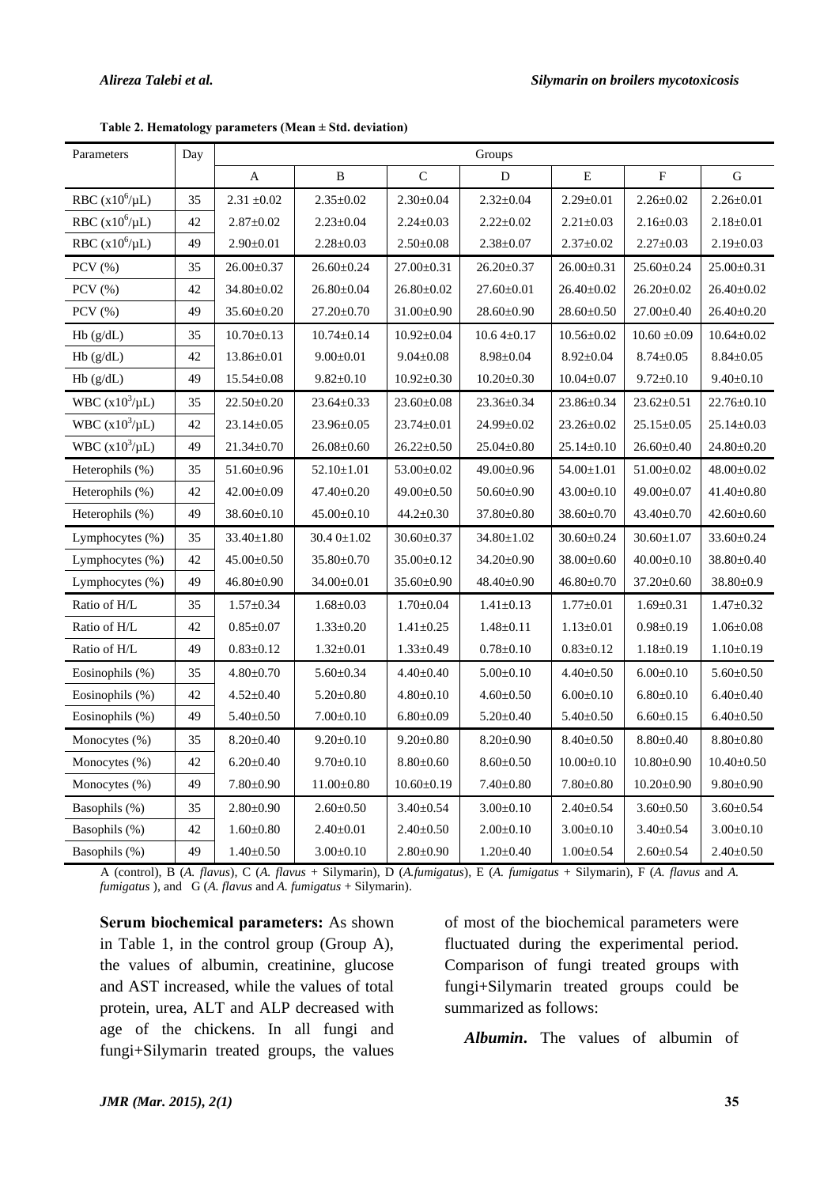**Table 2. Hematology parameters (Mean ± Std. deviation)**

| Parameters | Day | Groups | | | | | | |
|---|---|---|---|---|---|---|---|---|
| | | A | B | C | D | E | F | G |
| RBC ($x10^6/\mu L$) | 35 | 2.31 ±0.02 | 2.35±0.02 | 2.30±0.04 | 2.32±0.04 | 2.29±0.01 | 2.26±0.02 | 2.26±0.01 |
| RBC ($x10^6/\mu L$) | 42 | 2.87±0.02 | 2.23±0.04 | 2.24±0.03 | 2.22±0.02 | 2.21±0.03 | 2.16±0.03 | 2.18±0.01 |
| RBC ($x10^6/\mu L$) | 49 | 2.90±0.01 | 2.28±0.03 | 2.50±0.08 | 2.38±0.07 | 2.37±0.02 | 2.27±0.03 | 2.19±0.03 |
| PCV (%) | 35 | 26.00±0.37 | 26.60±0.24 | 27.00±0.31 | 26.20±0.37 | 26.00±0.31 | 25.60±0.24 | 25.00±0.31 |
| PCV (%) | 42 | 34.80±0.02 | 26.80±0.04 | 26.80±0.02 | 27.60±0.01 | 26.40±0.02 | 26.20±0.02 | 26.40±0.02 |
| PCV (%) | 49 | 35.60±0.20 | 27.20±0.70 | 31.00±0.90 | 28.60±0.90 | 28.60±0.50 | 27.00±0.40 | 26.40±0.20 |
| Hb (g/dL) | 35 | 10.70±0.13 | 10.74±0.14 | 10.92±0.04 | 10.6 4±0.17 | 10.56±0.02 | 10.60 ±0.09 | 10.64±0.02 |
| Hb (g/dL) | 42 | 13.86±0.01 | 9.00±0.01 | 9.04±0.08 | 8.98±0.04 | 8.92±0.04 | 8.74±0.05 | 8.84±0.05 |
| Hb (g/dL) | 49 | 15.54±0.08 | 9.82±0.10 | 10.92±0.30 | 10.20±0.30 | 10.04±0.07 | 9.72±0.10 | 9.40±0.10 |
| WBC ($x10^3/\mu L$) | 35 | 22.50±0.20 | 23.64±0.33 | 23.60±0.08 | 23.36±0.34 | 23.86±0.34 | 23.62±0.51 | 22.76±0.10 |
| WBC ($x10^3/\mu L$) | 42 | 23.14±0.05 | 23.96±0.05 | 23.74±0.01 | 24.99±0.02 | 23.26±0.02 | 25.15±0.05 | 25.14±0.03 |
| WBC ($x10^3/\mu L$) | 49 | 21.34±0.70 | 26.08±0.60 | 26.22±0.50 | 25.04±0.80 | 25.14±0.10 | 26.60±0.40 | 24.80±0.20 |
| Heterophils (%) | 35 | 51.60±0.96 | 52.10±1.01 | 53.00±0.02 | 49.00±0.96 | 54.00±1.01 | 51.00±0.02 | 48.00±0.02 |
| Heterophils (%) | 42 | 42.00±0.09 | 47.40±0.20 | 49.00±0.50 | 50.60±0.90 | 43.00±0.10 | 49.00±0.07 | 41.40±0.80 |
| Heterophils (%) | 49 | 38.60±0.10 | 45.00±0.10 | 44.2±0.30 | 37.80±0.80 | 38.60±0.70 | 43.40±0.70 | 42.60±0.60 |
| Lymphocytes (%) | 35 | 33.40±1.80 | 30.4 0±1.02 | 30.60±0.37 | 34.80±1.02 | 30.60±0.24 | 30.60±1.07 | 33.60±0.24 |
| Lymphocytes (%) | 42 | 45.00±0.50 | 35.80±0.70 | 35.00±0.12 | 34.20±0.90 | 38.00±0.60 | 40.00±0.10 | 38.80±0.40 |
| Lymphocytes (%) | 49 | 46.80±0.90 | 34.00±0.01 | 35.60±0.90 | 48.40±0.90 | 46.80±0.70 | 37.20±0.60 | 38.80±0.9 |
| Ratio of H/L | 35 | 1.57±0.34 | 1.68±0.03 | 1.70±0.04 | 1.41±0.13 | 1.77±0.01 | 1.69±0.31 | 1.47±0.32 |
| Ratio of H/L | 42 | 0.85±0.07 | 1.33±0.20 | 1.41±0.25 | 1.48±0.11 | 1.13±0.01 | 0.98±0.19 | 1.06±0.08 |
| Ratio of H/L | 49 | 0.83±0.12 | 1.32±0.01 | 1.33±0.49 | 0.78±0.10 | 0.83±0.12 | 1.18±0.19 | 1.10±0.19 |
| Eosinophils (%) | 35 | 4.80±0.70 | 5.60±0.34 | 4.40±0.40 | 5.00±0.10 | 4.40±0.50 | 6.00±0.10 | 5.60±0.50 |
| Eosinophils (%) | 42 | 4.52±0.40 | 5.20±0.80 | 4.80±0.10 | 4.60±0.50 | 6.00±0.10 | 6.80±0.10 | 6.40±0.40 |
| Eosinophils (%) | 49 | 5.40±0.50 | 7.00±0.10 | 6.80±0.09 | 5.20±0.40 | 5.40±0.50 | 6.60±0.15 | 6.40±0.50 |
| Monocytes (%) | 35 | 8.20±0.40 | 9.20±0.10 | 9.20±0.80 | 8.20±0.90 | 8.40±0.50 | 8.80±0.40 | 8.80±0.80 |
| Monocytes (%) | 42 | 6.20±0.40 | 9.70±0.10 | 8.80±0.60 | 8.60±0.50 | 10.00±0.10 | 10.80±0.90 | 10.40±0.50 |
| Monocytes (%) | 49 | 7.80±0.90 | 11.00±0.80 | 10.60±0.19 | 7.40±0.80 | 7.80±0.80 | 10.20±0.90 | 9.80±0.90 |
| Basophils (%) | 35 | 2.80±0.90 | 2.60±0.50 | 3.40±0.54 | 3.00±0.10 | 2.40±0.54 | 3.60±0.50 | 3.60±0.54 |
| Basophils (%) | 42 | 1.60±0.80 | 2.40±0.01 | 2.40±0.50 | 2.00±0.10 | 3.00±0.10 | 3.40±0.54 | 3.00±0.10 |
| Basophils (%) | 49 | 1.40±0.50 | 3.00±0.10 | 2.80±0.90 | 1.20±0.40 | 1.00±0.54 | 2.60±0.54 | 2.40±0.50 |

A (control), B (*A. flavus*), C (*A. flavus* + Silymarin), D (*A.fumigatus*), E (*A. fumigatus* + Silymarin), F (*A. flavus* and *A. fumigatus* ), and G (*A. flavus* and *A. fumigatus* + Silymarin).

**Serum biochemical parameters:** As shown in Table 1, in the control group (Group A), the values of albumin, creatinine, glucose and AST increased, while the values of total protein, urea, ALT and ALP decreased with age of the chickens. In all fungi and fungi+Silymarin treated groups, the values of most of the biochemical parameters were fluctuated during the experimental period. Comparison of fungi treated groups with fungi+Silymarin treated groups could be summarized as follows:

***Albumin*.** The values of albumin of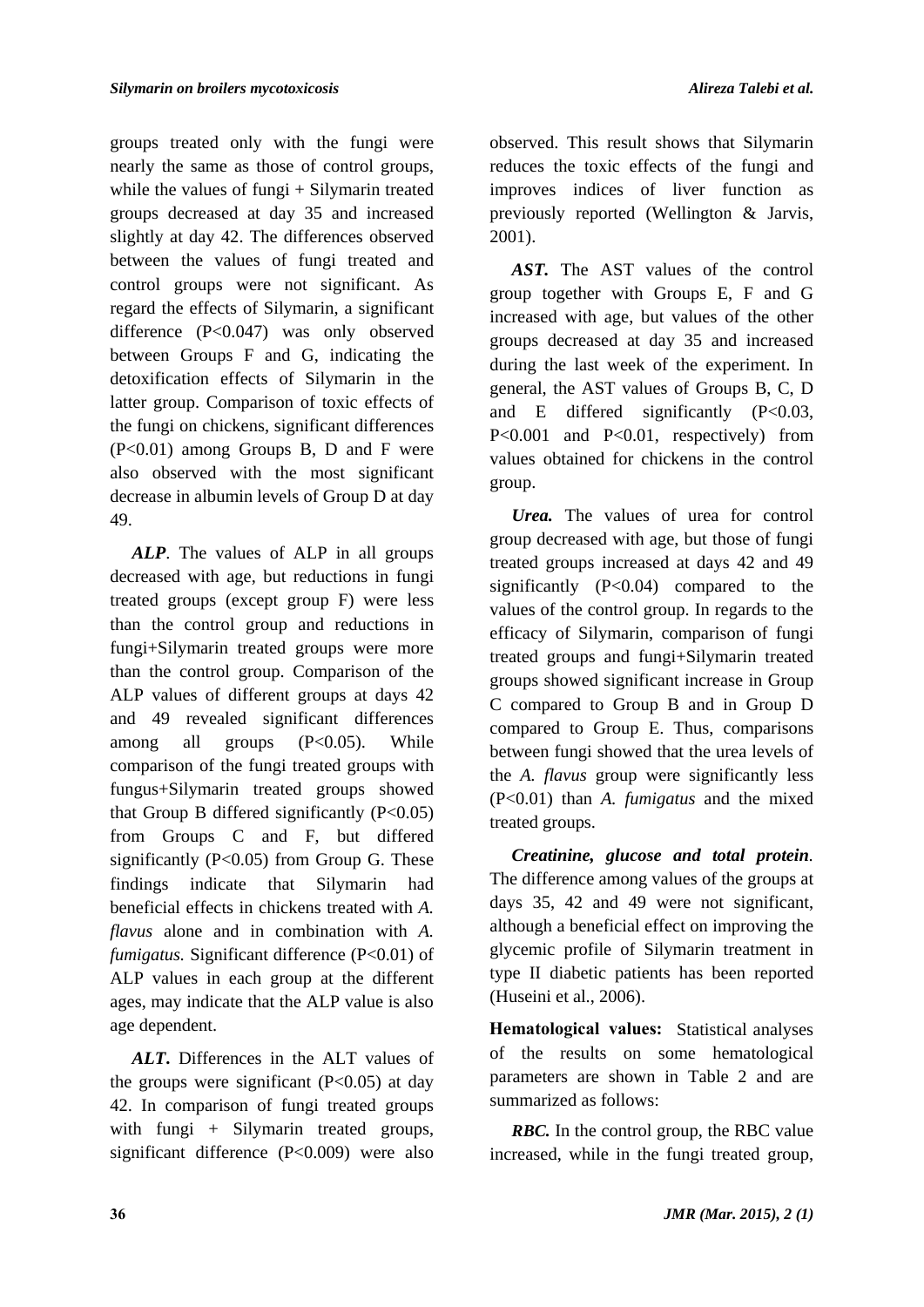groups treated only with the fungi were nearly the same as those of control groups, while the values of fungi + Silymarin treated groups decreased at day 35 and increased slightly at day 42. The differences observed between the values of fungi treated and control groups were not significant. As regard the effects of Silymarin, a significant difference ($P<0.047$) was only observed between Groups F and G, indicating the detoxification effects of Silymarin in the latter group. Comparison of toxic effects of the fungi on chickens, significant differences ($P<0.01$) among Groups B, D and F were also observed with the most significant decrease in albumin levels of Group D at day 49.

***ALP***. The values of ALP in all groups decreased with age, but reductions in fungi treated groups (except group F) were less than the control group and reductions in fungi+Silymarin treated groups were more than the control group. Comparison of the ALP values of different groups at days 42 and 49 revealed significant differences among all groups ($P<0.05$). While comparison of the fungi treated groups with fungus+Silymarin treated groups showed that Group B differed significantly ($P<0.05$) from Groups C and F, but differed significantly ($P<0.05$) from Group G. These findings indicate that Silymarin had beneficial effects in chickens treated with *A. flavus* alone and in combination with *A. fumigatus.* Significant difference ($P<0.01$) of ALP values in each group at the different ages, may indicate that the ALP value is also age dependent.

***ALT***. Differences in the ALT values of the groups were significant ($P<0.05$) at day 42. In comparison of fungi treated groups with fungi + Silymarin treated groups, significant difference ($P<0.009$) were also observed. This result shows that Silymarin reduces the toxic effects of the fungi and improves indices of liver function as previously reported (Wellington & Jarvis, 2001).

***AST.*** The AST values of the control group together with Groups E, F and G increased with age, but values of the other groups decreased at day 35 and increased during the last week of the experiment. In general, the AST values of Groups B, C, D and E differed significantly ($P<0.03$, $P<0.001$ and $P<0.01$, respectively) from values obtained for chickens in the control group.

***Urea.*** The values of urea for control group decreased with age, but those of fungi treated groups increased at days 42 and 49 significantly ($P<0.04$) compared to the values of the control group. In regards to the efficacy of Silymarin, comparison of fungi treated groups and fungi+Silymarin treated groups showed significant increase in Group C compared to Group B and in Group D compared to Group E. Thus, comparisons between fungi showed that the urea levels of the *A. flavus* group were significantly less ($P<0.01$) than *A. fumigatus* and the mixed treated groups.

***Creatinine, glucose and total protein***. The difference among values of the groups at days 35, 42 and 49 were not significant, although a beneficial effect on improving the glycemic profile of Silymarin treatment in type II diabetic patients has been reported (Huseini et al., 2006).

**Hematological values:** Statistical analyses of the results on some hematological parameters are shown in Table 2 and are summarized as follows:

***RBC.*** In the control group, the RBC value increased, while in the fungi treated group,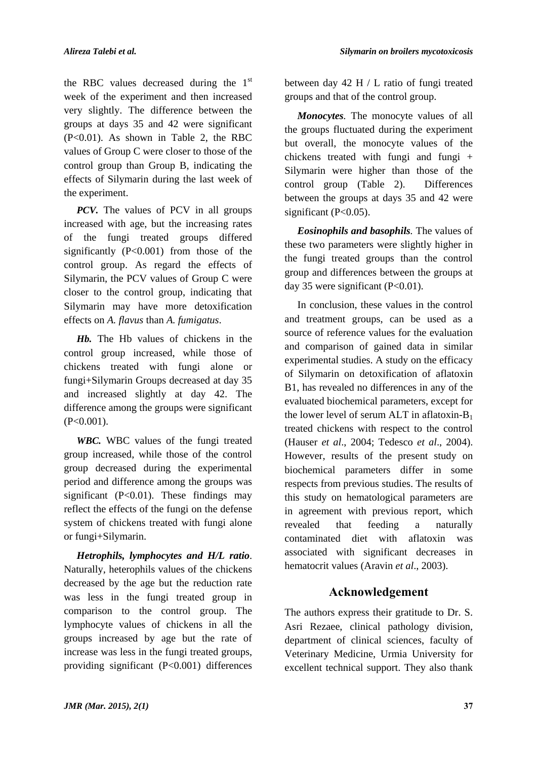the RBC values decreased during the 1st week of the experiment and then increased very slightly. The difference between the groups at days 35 and 42 were significant ($P<0.01$). As shown in Table 2, the RBC values of Group C were closer to those of the control group than Group B, indicating the effects of Silymarin during the last week of the experiment.

***PCV.*** The values of PCV in all groups increased with age, but the increasing rates of the fungi treated groups differed significantly ($P<0.001$) from those of the control group. As regard the effects of Silymarin, the PCV values of Group C were closer to the control group, indicating that Silymarin may have more detoxification effects on *A. flavus* than *A. fumigatus*.

***Hb.*** The Hb values of chickens in the control group increased, while those of chickens treated with fungi alone or fungi+Silymarin Groups decreased at day 35 and increased slightly at day 42. The difference among the groups were significant ($P<0.001$).

***WBC.*** WBC values of the fungi treated group increased, while those of the control group decreased during the experimental period and difference among the groups was significant ($P<0.01$). These findings may reflect the effects of the fungi on the defense system of chickens treated with fungi alone or fungi+Silymarin.

***Hetrophils, lymphocytes and H/L ratio***. Naturally, heterophils values of the chickens decreased by the age but the reduction rate was less in the fungi treated group in comparison to the control group. The lymphocyte values of chickens in all the groups increased by age but the rate of increase was less in the fungi treated groups, providing significant ($P<0.001$) differences between day 42 H / L ratio of fungi treated groups and that of the control group.

***Monocytes***. The monocyte values of all the groups fluctuated during the experiment but overall, the monocyte values of the chickens treated with fungi and fungi + Silymarin were higher than those of the control group (Table 2). Differences between the groups at days 35 and 42 were significant ($P<0.05$).

***Eosinophils and basophils***. The values of these two parameters were slightly higher in the fungi treated groups than the control group and differences between the groups at day 35 were significant ($P<0.01$).

In conclusion, these values in the control and treatment groups, can be used as a source of reference values for the evaluation and comparison of gained data in similar experimental studies. A study on the efficacy of Silymarin on detoxification of aflatoxin B1, has revealed no differences in any of the evaluated biochemical parameters, except for the lower level of serum ALT in aflatoxin-$B_1$ treated chickens with respect to the control (Hauser *et al*., 2004; Tedesco *et al*., 2004). However, results of the present study on biochemical parameters differ in some respects from previous studies. The results of this study on hematological parameters are in agreement with previous report, which revealed that feeding a naturally contaminated diet with aflatoxin was associated with significant decreases in hematocrit values (Aravin *et al*., 2003).

## Acknowledgement

The authors express their gratitude to Dr. S. Asri Rezaee, clinical pathology division, department of clinical sciences, faculty of Veterinary Medicine, Urmia University for excellent technical support. They also thank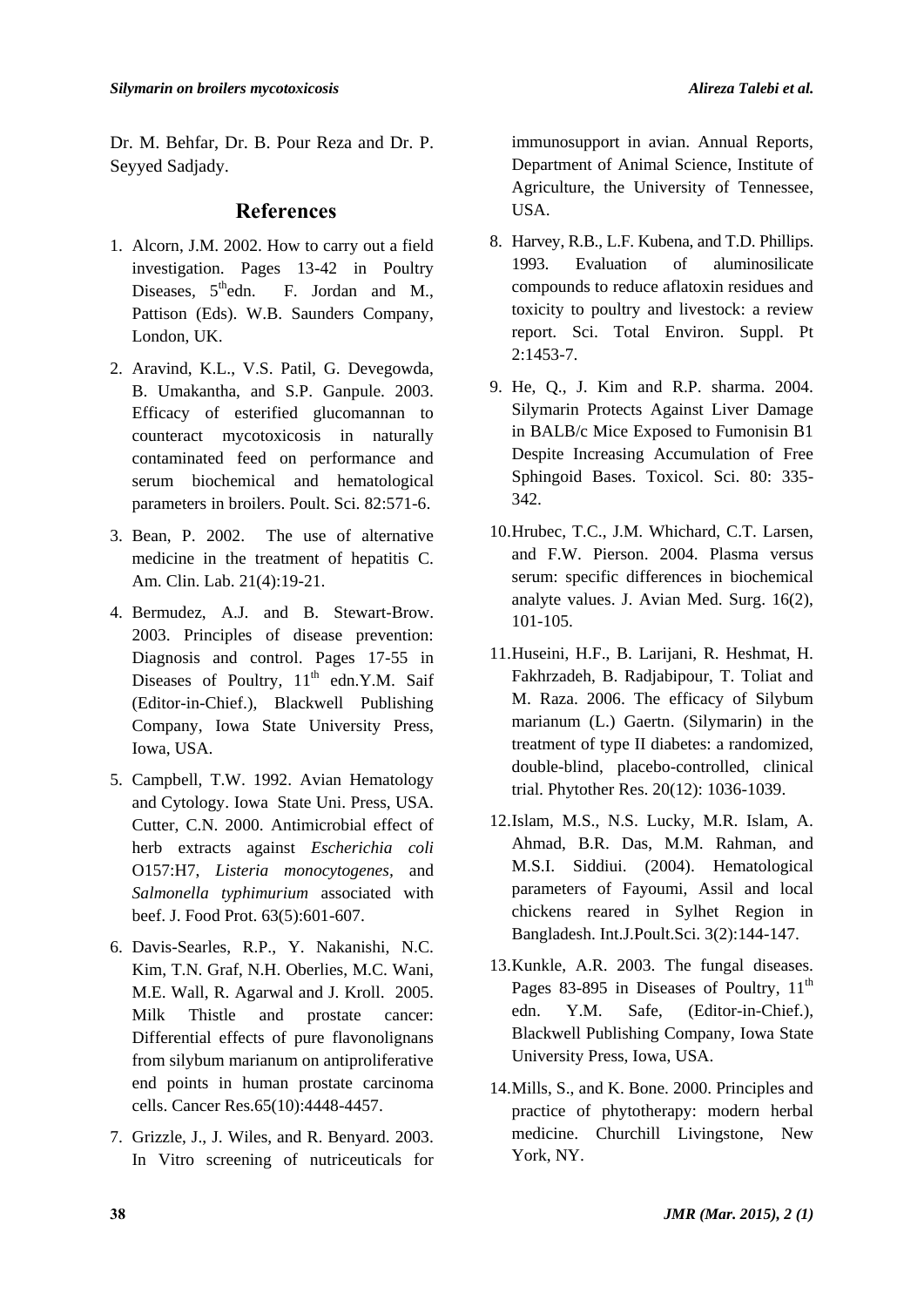Dr. M. Behfar, Dr. B. Pour Reza and Dr. P. Seyyed Sadjady.

## References

1. Alcorn, J.M. 2002. How to carry out a field investigation. Pages 13-42 in Poultry Diseases, 5th edn. F. Jordan and M., Pattison (Eds). W.B. Saunders Company, London, UK.
2. Aravind, K.L., V.S. Patil, G. Devegowda, B. Umakantha, and S.P. Ganpule. 2003. Efficacy of esterified glucomannan to counteract mycotoxicosis in naturally contaminated feed on performance and serum biochemical and hematological parameters in broilers. Poult. Sci. 82:571-6.
3. Bean, P. 2002. The use of alternative medicine in the treatment of hepatitis C. Am. Clin. Lab. 21(4):19-21.
4. Bermudez, A.J. and B. Stewart-Brow. 2003. Principles of disease prevention: Diagnosis and control. Pages 17-55 in Diseases of Poultry, 11th edn.Y.M. Saif (Editor-in-Chief.), Blackwell Publishing Company, Iowa State University Press, Iowa, USA.
5. Campbell, T.W. 1992. Avian Hematology and Cytology. Iowa State Uni. Press, USA. Cutter, C.N. 2000. Antimicrobial effect of herb extracts against *Escherichia coli* O157:H7, *Listeria monocytogenes*, and *Salmonella typhimurium* associated with beef. J. Food Prot. 63(5):601-607.
6. Davis-Searles, R.P., Y. Nakanishi, N.C. Kim, T.N. Graf, N.H. Oberlies, M.C. Wani, M.E. Wall, R. Agarwal and J. Kroll. 2005. Milk Thistle and prostate cancer: Differential effects of pure flavonolignans from silybum marianum on antiproliferative end points in human prostate carcinoma cells. Cancer Res.65(10):4448-4457.
7. Grizzle, J., J. Wiles, and R. Benyard. 2003. In Vitro screening of nutriceuticals for immunosupport in avian. Annual Reports, Department of Animal Science, Institute of Agriculture, the University of Tennessee, USA.
8. Harvey, R.B., L.F. Kubena, and T.D. Phillips. 1993. Evaluation of aluminosilicate compounds to reduce aflatoxin residues and toxicity to poultry and livestock: a review report. Sci. Total Environ. Suppl. Pt 2:1453-7.
9. He, Q., J. Kim and R.P. sharma. 2004. Silymarin Protects Against Liver Damage in BALB/c Mice Exposed to Fumonisin B1 Despite Increasing Accumulation of Free Sphingoid Bases. Toxicol. Sci. 80: 335-342.
10. Hrubec, T.C., J.M. Whichard, C.T. Larsen, and F.W. Pierson. 2004. Plasma versus serum: specific differences in biochemical analyte values. J. Avian Med. Surg. 16(2), 101-105.
11. Huseini, H.F., B. Larijani, R. Heshmat, H. Fakhrzadeh, B. Radjabipour, T. Toliat and M. Raza. 2006. The efficacy of Silybum marianum (L.) Gaertn. (Silymarin) in the treatment of type II diabetes: a randomized, double-blind, placebo-controlled, clinical trial. Phytother Res. 20(12): 1036-1039.
12. Islam, M.S., N.S. Lucky, M.R. Islam, A. Ahmad, B.R. Das, M.M. Rahman, and M.S.I. Siddiui. (2004). Hematological parameters of Fayoumi, Assil and local chickens reared in Sylhet Region in Bangladesh. Int.J.Poult.Sci. 3(2):144-147.
13. Kunkle, A.R. 2003. The fungal diseases. Pages 83-895 in Diseases of Poultry, 11th edn. Y.M. Safe, (Editor-in-Chief.), Blackwell Publishing Company, Iowa State University Press, Iowa, USA.
14. Mills, S., and K. Bone. 2000. Principles and practice of phytotherapy: modern herbal medicine. Churchill Livingstone, New York, NY.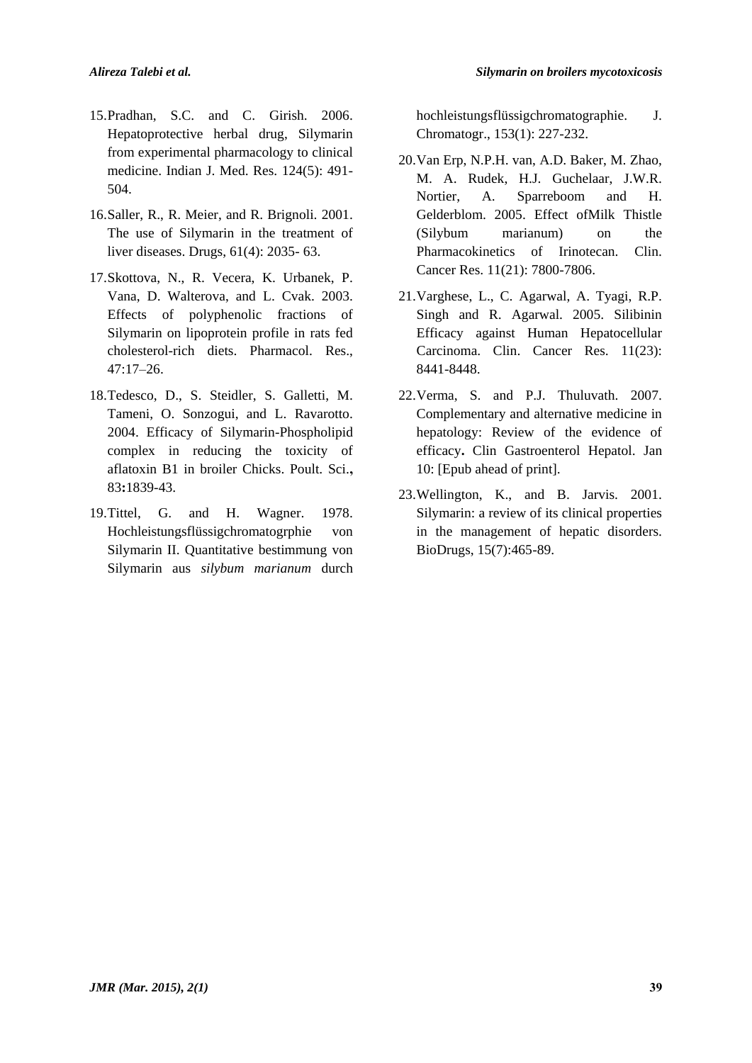15. Pradhan, S.C. and C. Girish. 2006. Hepatoprotective herbal drug, Silymarin from experimental pharmacology to clinical medicine. Indian J. Med. Res. 124(5): 491-504.

16. Saller, R., R. Meier, and R. Brignoli. 2001. The use of Silymarin in the treatment of liver diseases. Drugs, 61(4): 2035- 63.

17. Skottova, N., R. Vecera, K. Urbanek, P. Vana, D. Walterova, and L. Cvak. 2003. Effects of polyphenolic fractions of Silymarin on lipoprotein profile in rats fed cholesterol-rich diets. Pharmacol. Res., 47:17–26.

18. Tedesco, D., S. Steidler, S. Galletti, M. Tameni, O. Sonzogui, and L. Ravarotto. 2004. Efficacy of Silymarin-Phospholipid complex in reducing the toxicity of aflatoxin B1 in broiler Chicks. Poult. Sci.**,** 83**:**1839-43.

19. Tittel, G. and H. Wagner. 1978. Hochleistungsflüssigchromatogrphie von Silymarin II. Quantitative bestimmung von Silymarin aus *silybum marianum* durch hochleistungsflüssigchromatographie. J. Chromatogr., 153(1): 227-232.

20. Van Erp, N.P.H. van, A.D. Baker, M. Zhao, M. A. Rudek, H.J. Guchelaar, J.W.R. Nortier, A. Sparreboom and H. Gelderblom. 2005. Effect ofMilk Thistle (Silybum marianum) on the Pharmacokinetics of Irinotecan. Clin. Cancer Res. 11(21): 7800-7806.

21. Varghese, L., C. Agarwal, A. Tyagi, R.P. Singh and R. Agarwal. 2005. Silibinin Efficacy against Human Hepatocellular Carcinoma. Clin. Cancer Res. 11(23): 8441-8448.

22. Verma, S. and P.J. Thuluvath. 2007. Complementary and alternative medicine in hepatology: Review of the evidence of efficacy**.** Clin Gastroenterol Hepatol. Jan 10: [Epub ahead of print].

23. Wellington, K., and B. Jarvis. 2001. Silymarin: a review of its clinical properties in the management of hepatic disorders. BioDrugs, 15(7):465-89.